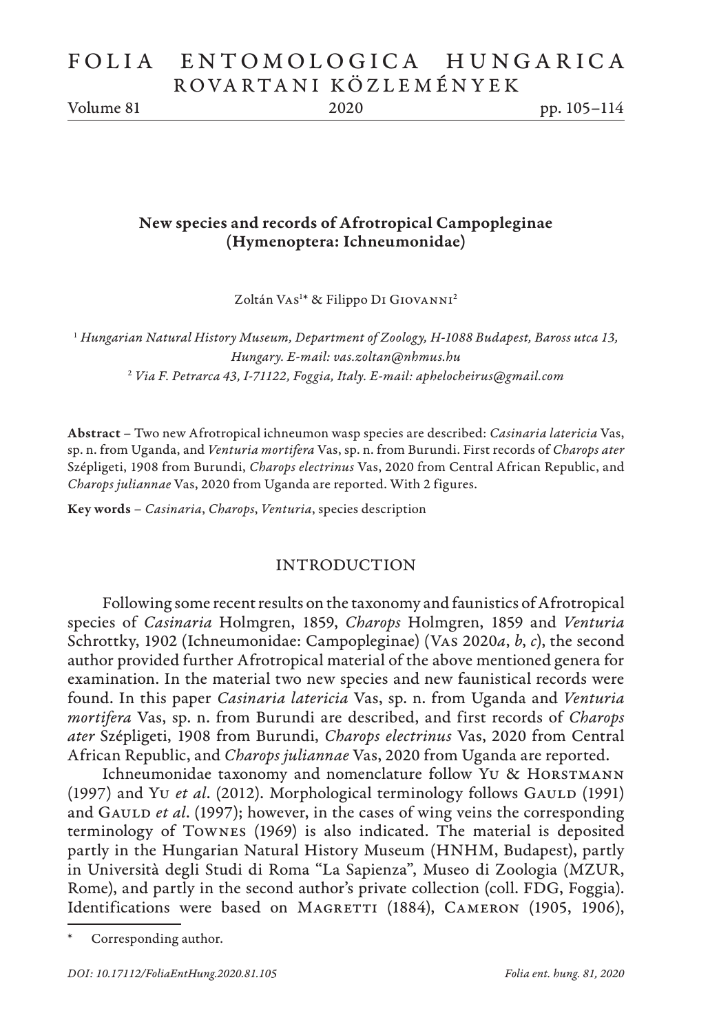# New species and records of Afrotropical Campopleginae (Hymenoptera: Ichneumonidae)

Zoltán Vas[1]* & Filippo Di Giovanni[2]

[1] *Hungarian Natural History Museum, Department of Zoology, H-1088 Budapest, Baross utca 13, Hungary. E-mail: vas.zoltan@nhmus.hu*
[2] *Via F. Petrarca 43, I-71122, Foggia, Italy. E-mail: aphelocheirus@gmail.com*

**Abstract** – Two new Afrotropical ichneumon wasp species are described: *Casinaria latericia* Vas, sp. n. from Uganda, and *Venturia mortifera* Vas, sp. n. from Burundi. First records of *Charops ater* Szépligeti, 1908 from Burundi, *Charops electrinus* Vas, 2020 from Central African Republic, and *Charops juliannae* Vas, 2020 from Uganda are reported. With 2 figures.

**Key words** – *Casinaria*, *Charops*, *Venturia*, species description

## INTRODUCTION

Following some recent results on the taxonomy and faunistics of Afrotropical species of *Casinaria* Holmgren, 1859, *Charops* Holmgren, 1859 and *Venturia* Schrottky, 1902 (Ichneumonidae: Campopleginae) (Vas 2020*a*, *b*, *c*), the second author provided further Afrotropical material of the above mentioned genera for examination. In the material two new species and new faunistical records were found. In this paper *Casinaria latericia* Vas, sp. n. from Uganda and *Venturia mortifera* Vas, sp. n. from Burundi are described, and first records of *Charops ater* Szépligeti, 1908 from Burundi, *Charops electrinus* Vas, 2020 from Central African Republic, and *Charops juliannae* Vas, 2020 from Uganda are reported.

Ichneumonidae taxonomy and nomenclature follow Yu & Horstmann (1997) and Yu *et al*. (2012). Morphological terminology follows Gauld (1991) and Gauld *et al*. (1997); however, in the cases of wing veins the corresponding terminology of Townes (1969) is also indicated. The material is deposited partly in the Hungarian Natural History Museum (HNHM, Budapest), partly in Università degli Studi di Roma "La Sapienza", Museo di Zoologia (MZUR, Rome), and partly in the second author's private collection (coll. FDG, Foggia). Identifications were based on Magretti (1884), Cameron (1905, 1906),

\* Corresponding author.

*DOI: 10.17112/FoliaEntHung.2020.81.105*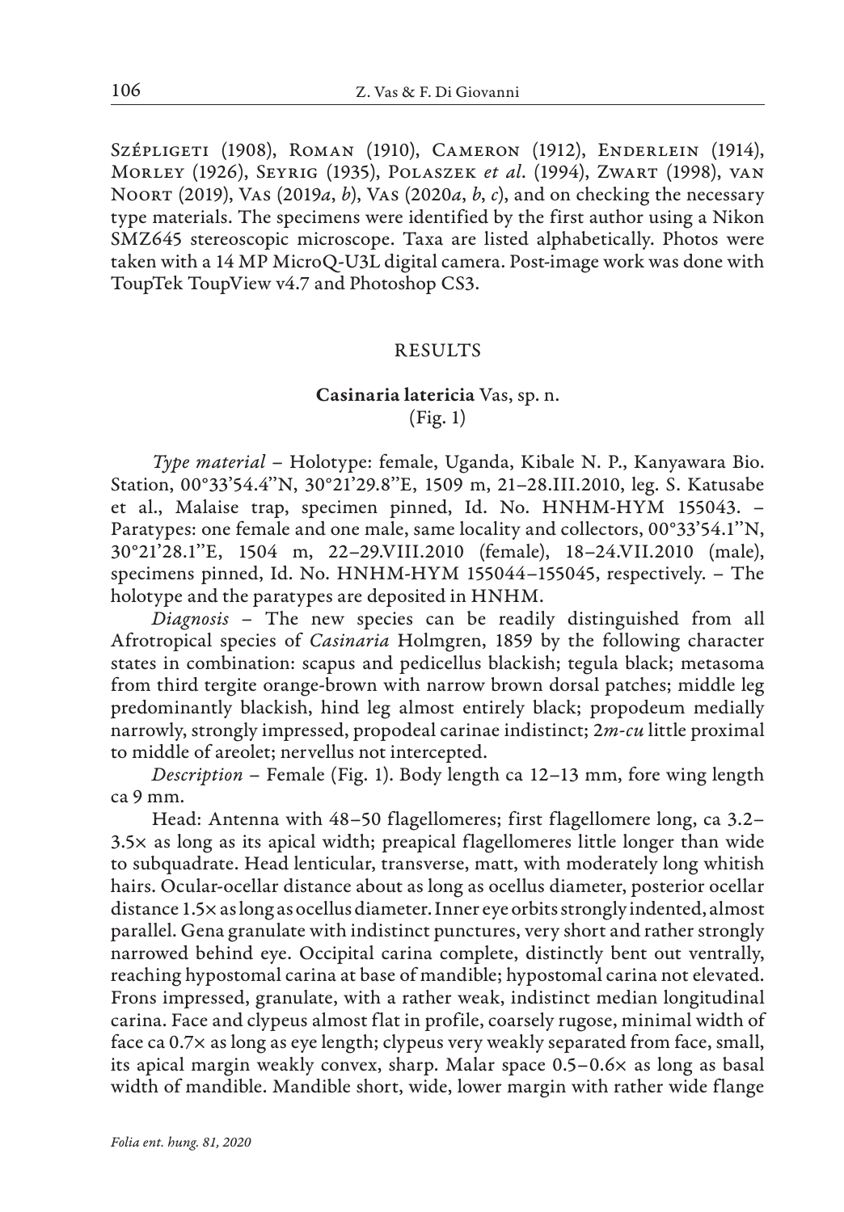Szépligeti (1908), Roman (1910), Cameron (1912), Enderlein (1914), Morley (1926), Seyrig (1935), Polaszek *et al*. (1994), Zwart (1998), van Noort (2019), Vas (2019*a*, *b*), Vas (2020*a*, *b*, *c*), and on checking the necessary type materials. The specimens were identified by the first author using a Nikon SMZ645 stereoscopic microscope. Taxa are listed alphabetically. Photos were taken with a 14 MP MicroQ-U3L digital camera. Post-image work was done with ToupTek ToupView v4.7 and Photoshop CS3.

## RESULTS

### Casinaria latericia Vas, sp. n.
(Fig. 1)

*Type material* – Holotype: female, Uganda, Kibale N. P., Kanyawara Bio. Station, 00°33'54.4''N, 30°21'29.8''E, 1509 m, 21–28.III.2010, leg. S. Katusabe et al., Malaise trap, specimen pinned, Id. No. HNHM-HYM 155043. – Paratypes: one female and one male, same locality and collectors, 00°33'54.1''N, 30°21'28.1''E, 1504 m, 22–29.VIII.2010 (female), 18–24.VII.2010 (male), specimens pinned, Id. No. HNHM-HYM 155044–155045, respectively. – The holotype and the paratypes are deposited in HNHM.

*Diagnosis* – The new species can be readily distinguished from all Afrotropical species of *Casinaria* Holmgren, 1859 by the following character states in combination: scapus and pedicellus blackish; tegula black; metasoma from third tergite orange-brown with narrow brown dorsal patches; middle leg predominantly blackish, hind leg almost entirely black; propodeum medially narrowly, strongly impressed, propodeal carinae indistinct; 2*m-cu* little proximal to middle of areolet; nervellus not intercepted.

*Description* – Female (Fig. 1). Body length ca 12–13 mm, fore wing length ca 9 mm.

Head: Antenna with 48–50 flagellomeres; first flagellomere long, ca 3.2–3.5× as long as its apical width; preapical flagellomeres little longer than wide to subquadrate. Head lenticular, transverse, matt, with moderately long whitish hairs. Ocular-ocellar distance about as long as ocellus diameter, posterior ocellar distance 1.5× as long as ocellus diameter. Inner eye orbits strongly indented, almost parallel. Gena granulate with indistinct punctures, very short and rather strongly narrowed behind eye. Occipital carina complete, distinctly bent out ventrally, reaching hypostomal carina at base of mandible; hypostomal carina not elevated. Frons impressed, granulate, with a rather weak, indistinct median longitudinal carina. Face and clypeus almost flat in profile, coarsely rugose, minimal width of face ca 0.7× as long as eye length; clypeus very weakly separated from face, small, its apical margin weakly convex, sharp. Malar space 0.5–0.6× as long as basal width of mandible. Mandible short, wide, lower margin with rather wide flange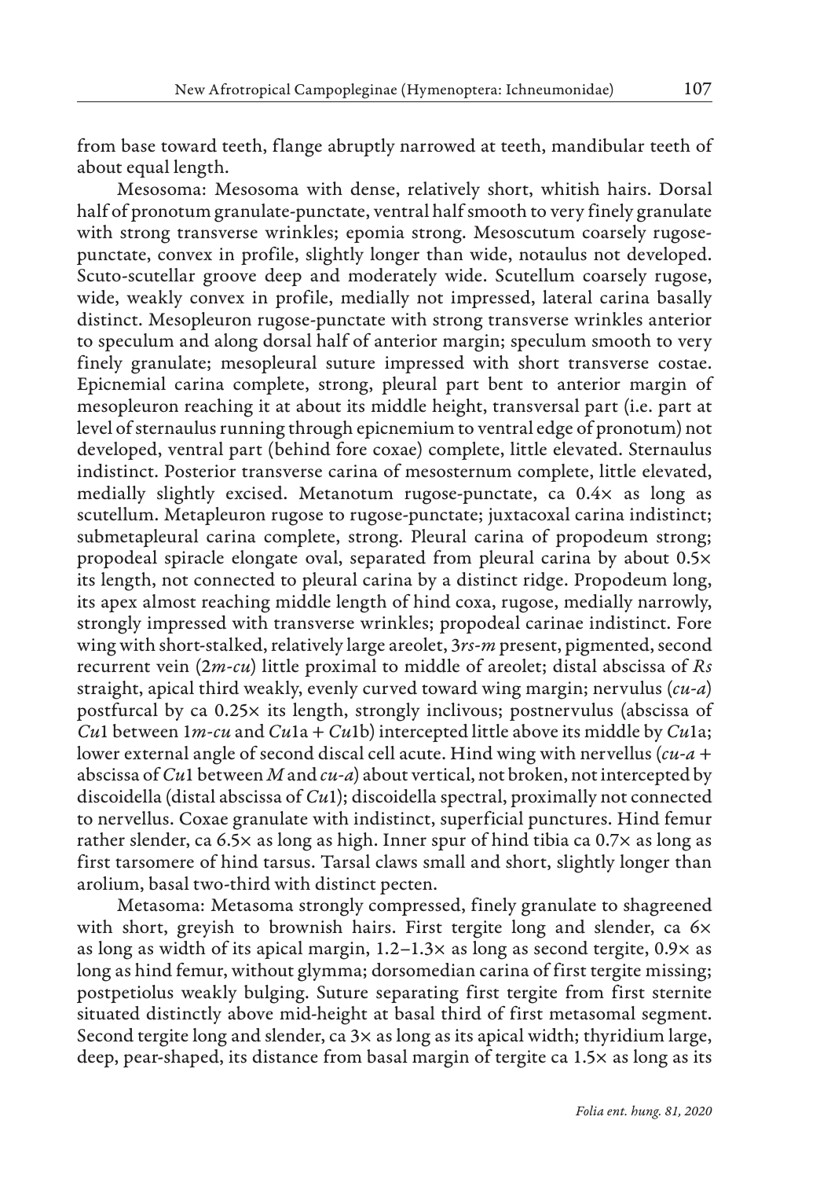from base toward teeth, flange abruptly narrowed at teeth, mandibular teeth of about equal length.

Mesosoma: Mesosoma with dense, relatively short, whitish hairs. Dorsal half of pronotum granulate-punctate, ventral half smooth to very finely granulate with strong transverse wrinkles; epomia strong. Mesoscutum coarsely rugose-punctate, convex in profile, slightly longer than wide, notaulus not developed. Scuto-scutellar groove deep and moderately wide. Scutellum coarsely rugose, wide, weakly convex in profile, medially not impressed, lateral carina basally distinct. Mesopleuron rugose-punctate with strong transverse wrinkles anterior to speculum and along dorsal half of anterior margin; speculum smooth to very finely granulate; mesopleural suture impressed with short transverse costae. Epicnemial carina complete, strong, pleural part bent to anterior margin of mesopleuron reaching it at about its middle height, transversal part (i.e. part at level of sternaulus running through epicnemium to ventral edge of pronotum) not developed, ventral part (behind fore coxae) complete, little elevated. Sternaulus indistinct. Posterior transverse carina of mesosternum complete, little elevated, medially slightly excised. Metanotum rugose-punctate, ca 0.4× as long as scutellum. Metapleuron rugose to rugose-punctate; juxtacoxal carina indistinct; submetapleural carina complete, strong. Pleural carina of propodeum strong; propodeal spiracle elongate oval, separated from pleural carina by about 0.5× its length, not connected to pleural carina by a distinct ridge. Propodeum long, its apex almost reaching middle length of hind coxa, rugose, medially narrowly, strongly impressed with transverse wrinkles; propodeal carinae indistinct. Fore wing with short-stalked, relatively large areolet, 3*rs-m* present, pigmented, second recurrent vein (2*m-cu*) little proximal to middle of areolet; distal abscissa of *Rs* straight, apical third weakly, evenly curved toward wing margin; nervulus (*cu-a*) postfurcal by ca 0.25× its length, strongly inclivous; postnervulus (abscissa of *Cu*1 between 1*m-cu* and *Cu*1a + *Cu*1b) intercepted little above its middle by *Cu*1a; lower external angle of second discal cell acute. Hind wing with nervellus (*cu-a* + abscissa of *Cu*1 between *M* and *cu-a*) about vertical, not broken, not intercepted by discoidella (distal abscissa of *Cu*1); discoidella spectral, proximally not connected to nervellus. Coxae granulate with indistinct, superficial punctures. Hind femur rather slender, ca 6.5× as long as high. Inner spur of hind tibia ca 0.7× as long as first tarsomere of hind tarsus. Tarsal claws small and short, slightly longer than arolium, basal two-third with distinct pecten.

Metasoma: Metasoma strongly compressed, finely granulate to shagreened with short, greyish to brownish hairs. First tergite long and slender, ca 6× as long as width of its apical margin, 1.2–1.3× as long as second tergite, 0.9× as long as hind femur, without glymma; dorsomedian carina of first tergite missing; postpetiolus weakly bulging. Suture separating first tergite from first sternite situated distinctly above mid-height at basal third of first metasomal segment. Second tergite long and slender, ca 3× as long as its apical width; thyridium large, deep, pear-shaped, its distance from basal margin of tergite ca 1.5× as long as its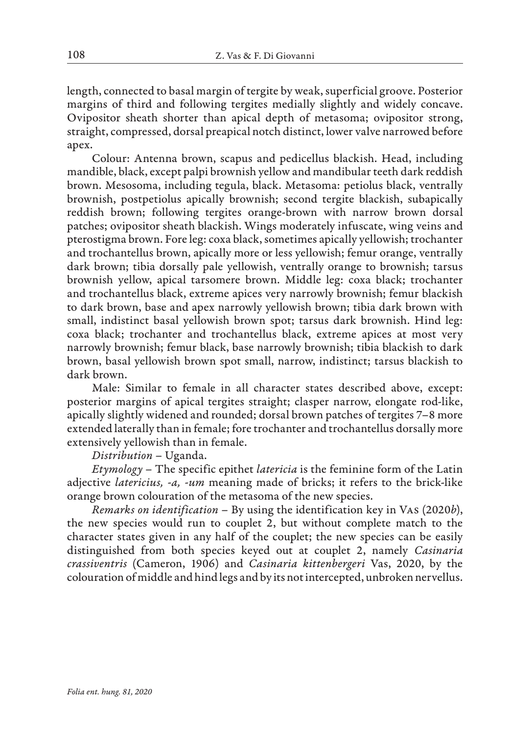length, connected to basal margin of tergite by weak, superficial groove. Posterior margins of third and following tergites medially slightly and widely concave. Ovipositor sheath shorter than apical depth of metasoma; ovipositor strong, straight, compressed, dorsal preapical notch distinct, lower valve narrowed before apex.

Colour: Antenna brown, scapus and pedicellus blackish. Head, including mandible, black, except palpi brownish yellow and mandibular teeth dark reddish brown. Mesosoma, including tegula, black. Metasoma: petiolus black, ventrally brownish, postpetiolus apically brownish; second tergite blackish, subapically reddish brown; following tergites orange-brown with narrow brown dorsal patches; ovipositor sheath blackish. Wings moderately infuscate, wing veins and pterostigma brown. Fore leg: coxa black, sometimes apically yellowish; trochanter and trochantellus brown, apically more or less yellowish; femur orange, ventrally dark brown; tibia dorsally pale yellowish, ventrally orange to brownish; tarsus brownish yellow, apical tarsomere brown. Middle leg: coxa black; trochanter and trochantellus black, extreme apices very narrowly brownish; femur blackish to dark brown, base and apex narrowly yellowish brown; tibia dark brown with small, indistinct basal yellowish brown spot; tarsus dark brownish. Hind leg: coxa black; trochanter and trochantellus black, extreme apices at most very narrowly brownish; femur black, base narrowly brownish; tibia blackish to dark brown, basal yellowish brown spot small, narrow, indistinct; tarsus blackish to dark brown.

Male: Similar to female in all character states described above, except: posterior margins of apical tergites straight; clasper narrow, elongate rod-like, apically slightly widened and rounded; dorsal brown patches of tergites 7–8 more extended laterally than in female; fore trochanter and trochantellus dorsally more extensively yellowish than in female.

*Distribution* – Uganda.

*Etymology* – The specific epithet *latericia* is the feminine form of the Latin adjective *latericius, -a, -um* meaning made of bricks; it refers to the brick-like orange brown colouration of the metasoma of the new species.

*Remarks on identification* – By using the identification key in Vas (2020*b*), the new species would run to couplet 2, but without complete match to the character states given in any half of the couplet; the new species can be easily distinguished from both species keyed out at couplet 2, namely *Casinaria crassiventris* (Cameron, 1906) and *Casinaria kittenbergeri* Vas, 2020, by the colouration of middle and hind legs and by its not intercepted, unbroken nervellus.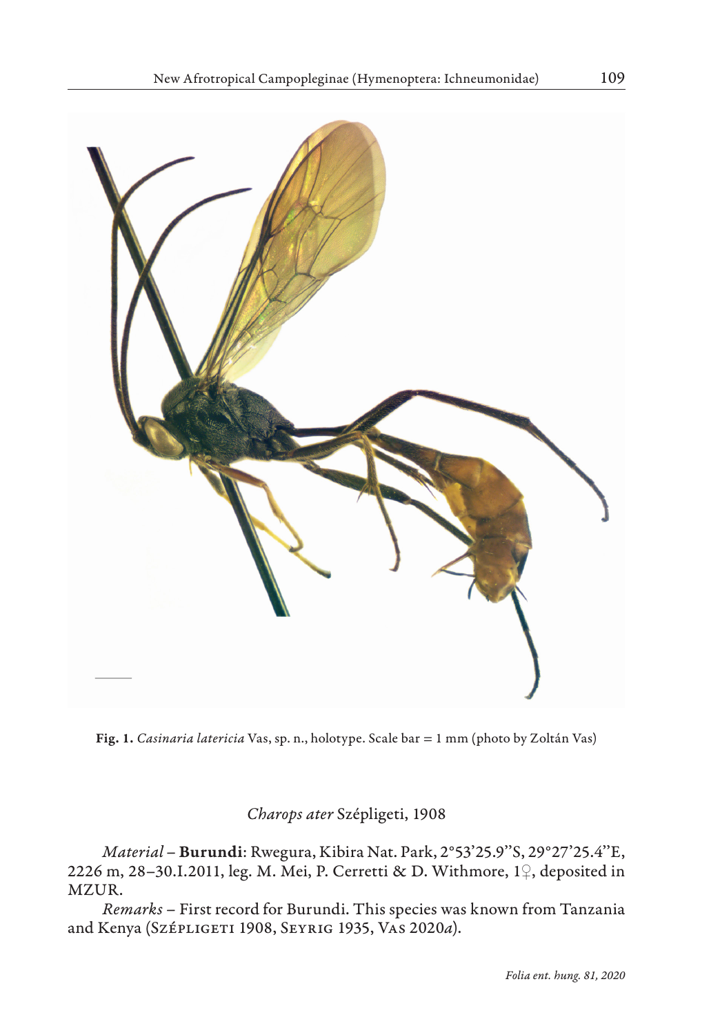**Fig. 1.** *Casinaria latericia* Vas, sp. n., holotype. Scale bar = 1 mm (photo by Zoltán Vas)

*Charops ater* Szépligeti, 1908

*Material* – **Burundi**: Rwegura, Kibira Nat. Park, 2°53'25.9"S, 29°27'25.4"E, 2226 m, 28–30.I.2011, leg. M. Mei, P. Cerretti & D. Withmore, 1♀, deposited in MZUR.

*Remarks* – First record for Burundi. This species was known from Tanzania and Kenya (Szépligeti 1908, Seyrig 1935, Vas 2020*a*).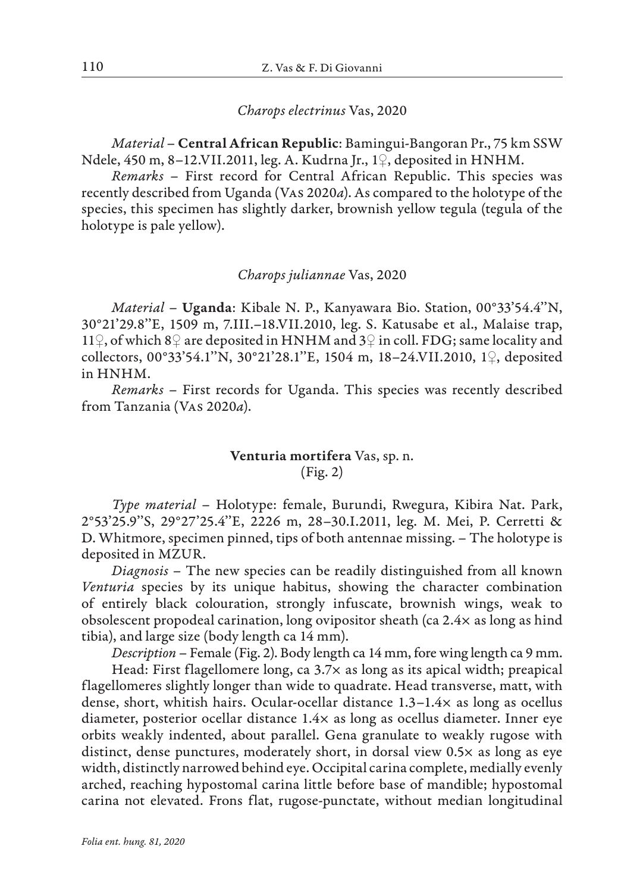*Charops electrinus* Vas, 2020

*Material* – **Central African Republic**: Bamingui-Bangoran Pr., 75 km SSW Ndele, 450 m, 8–12.VII.2011, leg. A. Kudrna Jr., 1♀, deposited in HNHM.

*Remarks* – First record for Central African Republic. This species was recently described from Uganda (Vas 2020*a*). As compared to the holotype of the species, this specimen has slightly darker, brownish yellow tegula (tegula of the holotype is pale yellow).

*Charops juliannae* Vas, 2020

*Material* – **Uganda**: Kibale N. P., Kanyawara Bio. Station, 00°33'54.4''N, 30°21'29.8''E, 1509 m, 7.III.–18.VII.2010, leg. S. Katusabe et al., Malaise trap, 11♀, of which 8♀ are deposited in HNHM and 3♀ in coll. FDG; same locality and collectors, 00°33'54.1''N, 30°21'28.1''E, 1504 m, 18–24.VII.2010, 1♀, deposited in HNHM.

*Remarks* – First records for Uganda. This species was recently described from Tanzania (Vas 2020*a*).

**Venturia mortifera** Vas, sp. n.
(Fig. 2)

*Type material* – Holotype: female, Burundi, Rwegura, Kibira Nat. Park, 2°53'25.9''S, 29°27'25.4''E, 2226 m, 28–30.I.2011, leg. M. Mei, P. Cerretti & D. Whitmore, specimen pinned, tips of both antennae missing. – The holotype is deposited in MZUR.

*Diagnosis* – The new species can be readily distinguished from all known *Venturia* species by its unique habitus, showing the character combination of entirely black colouration, strongly infuscate, brownish wings, weak to obsolescent propodeal carination, long ovipositor sheath (ca 2.4× as long as hind tibia), and large size (body length ca 14 mm).

*Description* – Female (Fig. 2). Body length ca 14 mm, fore wing length ca 9 mm.

Head: First flagellomere long, ca 3.7× as long as its apical width; preapical flagellomeres slightly longer than wide to quadrate. Head transverse, matt, with dense, short, whitish hairs. Ocular-ocellar distance 1.3–1.4× as long as ocellus diameter, posterior ocellar distance 1.4× as long as ocellus diameter. Inner eye orbits weakly indented, about parallel. Gena granulate to weakly rugose with distinct, dense punctures, moderately short, in dorsal view 0.5× as long as eye width, distinctly narrowed behind eye. Occipital carina complete, medially evenly arched, reaching hypostomal carina little before base of mandible; hypostomal carina not elevated. Frons flat, rugose-punctate, without median longitudinal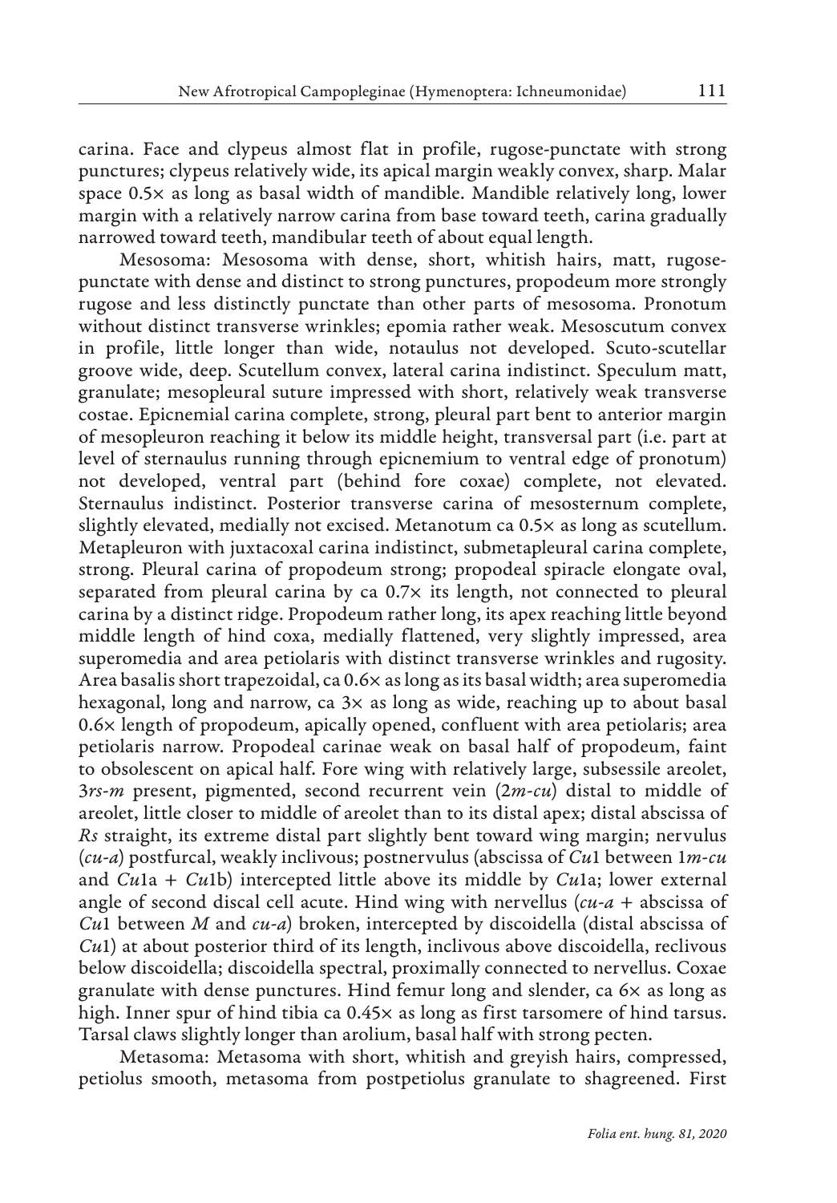carina. Face and clypeus almost flat in profile, rugose-punctate with strong punctures; clypeus relatively wide, its apical margin weakly convex, sharp. Malar space 0.5× as long as basal width of mandible. Mandible relatively long, lower margin with a relatively narrow carina from base toward teeth, carina gradually narrowed toward teeth, mandibular teeth of about equal length.

Mesosoma: Mesosoma with dense, short, whitish hairs, matt, rugose-punctate with dense and distinct to strong punctures, propodeum more strongly rugose and less distinctly punctate than other parts of mesosoma. Pronotum without distinct transverse wrinkles; epomia rather weak. Mesoscutum convex in profile, little longer than wide, notaulus not developed. Scuto-scutellar groove wide, deep. Scutellum convex, lateral carina indistinct. Speculum matt, granulate; mesopleural suture impressed with short, relatively weak transverse costae. Epicnemial carina complete, strong, pleural part bent to anterior margin of mesopleuron reaching it below its middle height, transversal part (i.e. part at level of sternaulus running through epicnemium to ventral edge of pronotum) not developed, ventral part (behind fore coxae) complete, not elevated. Sternaulus indistinct. Posterior transverse carina of mesosternum complete, slightly elevated, medially not excised. Metanotum ca 0.5× as long as scutellum. Metapleuron with juxtacoxal carina indistinct, submetapleural carina complete, strong. Pleural carina of propodeum strong; propodeal spiracle elongate oval, separated from pleural carina by ca 0.7× its length, not connected to pleural carina by a distinct ridge. Propodeum rather long, its apex reaching little beyond middle length of hind coxa, medially flattened, very slightly impressed, area superomedia and area petiolaris with distinct transverse wrinkles and rugosity. Area basalis short trapezoidal, ca 0.6× as long as its basal width; area superomedia hexagonal, long and narrow, ca 3× as long as wide, reaching up to about basal 0.6× length of propodeum, apically opened, confluent with area petiolaris; area petiolaris narrow. Propodeal carinae weak on basal half of propodeum, faint to obsolescent on apical half. Fore wing with relatively large, subsessile areolet, 3*rs-m* present, pigmented, second recurrent vein (2*m-cu*) distal to middle of areolet, little closer to middle of areolet than to its distal apex; distal abscissa of *Rs* straight, its extreme distal part slightly bent toward wing margin; nervulus (*cu-a*) postfurcal, weakly inclivous; postnervulus (abscissa of *Cu*1 between 1*m-cu* and *Cu*1a + *Cu*1b) intercepted little above its middle by *Cu*1a; lower external angle of second discal cell acute. Hind wing with nervellus (*cu-a* + abscissa of *Cu*1 between *M* and *cu-a*) broken, intercepted by discoidella (distal abscissa of *Cu*1) at about posterior third of its length, inclivous above discoidella, reclivous below discoidella; discoidella spectral, proximally connected to nervellus. Coxae granulate with dense punctures. Hind femur long and slender, ca 6× as long as high. Inner spur of hind tibia ca 0.45× as long as first tarsomere of hind tarsus. Tarsal claws slightly longer than arolium, basal half with strong pecten.

Metasoma: Metasoma with short, whitish and greyish hairs, compressed, petiolus smooth, metasoma from postpetiolus granulate to shagreened. First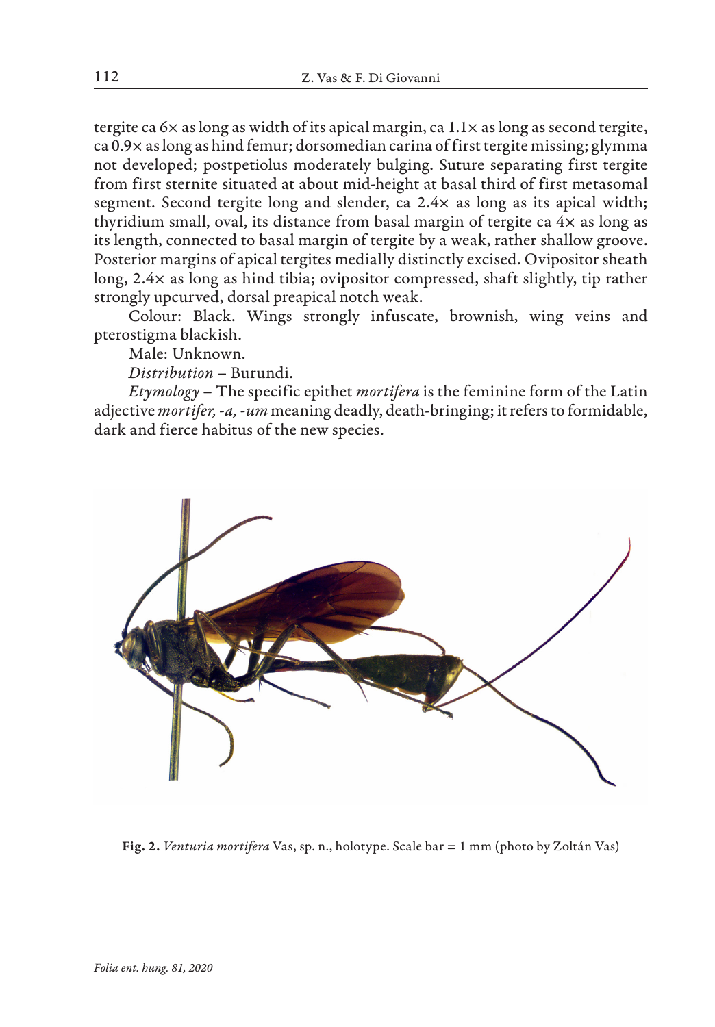tergite ca 6× as long as width of its apical margin, ca 1.1× as long as second tergite, ca 0.9× as long as hind femur; dorsomedian carina of first tergite missing; glymma not developed; postpetiolus moderately bulging. Suture separating first tergite from first sternite situated at about mid-height at basal third of first metasomal segment. Second tergite long and slender, ca 2.4× as long as its apical width; thyridium small, oval, its distance from basal margin of tergite ca 4× as long as its length, connected to basal margin of tergite by a weak, rather shallow groove. Posterior margins of apical tergites medially distinctly excised. Ovipositor sheath long, 2.4× as long as hind tibia; ovipositor compressed, shaft slightly, tip rather strongly upcurved, dorsal preapical notch weak.

Colour: Black. Wings strongly infuscate, brownish, wing veins and pterostigma blackish.

Male: Unknown.

*Distribution* – Burundi.

*Etymology* – The specific epithet *mortifera* is the feminine form of the Latin adjective *mortifer, -a, -um* meaning deadly, death-bringing; it refers to formidable, dark and fierce habitus of the new species.

**Fig. 2.** *Venturia mortifera* Vas, sp. n., holotype. Scale bar = 1 mm (photo by Zoltán Vas)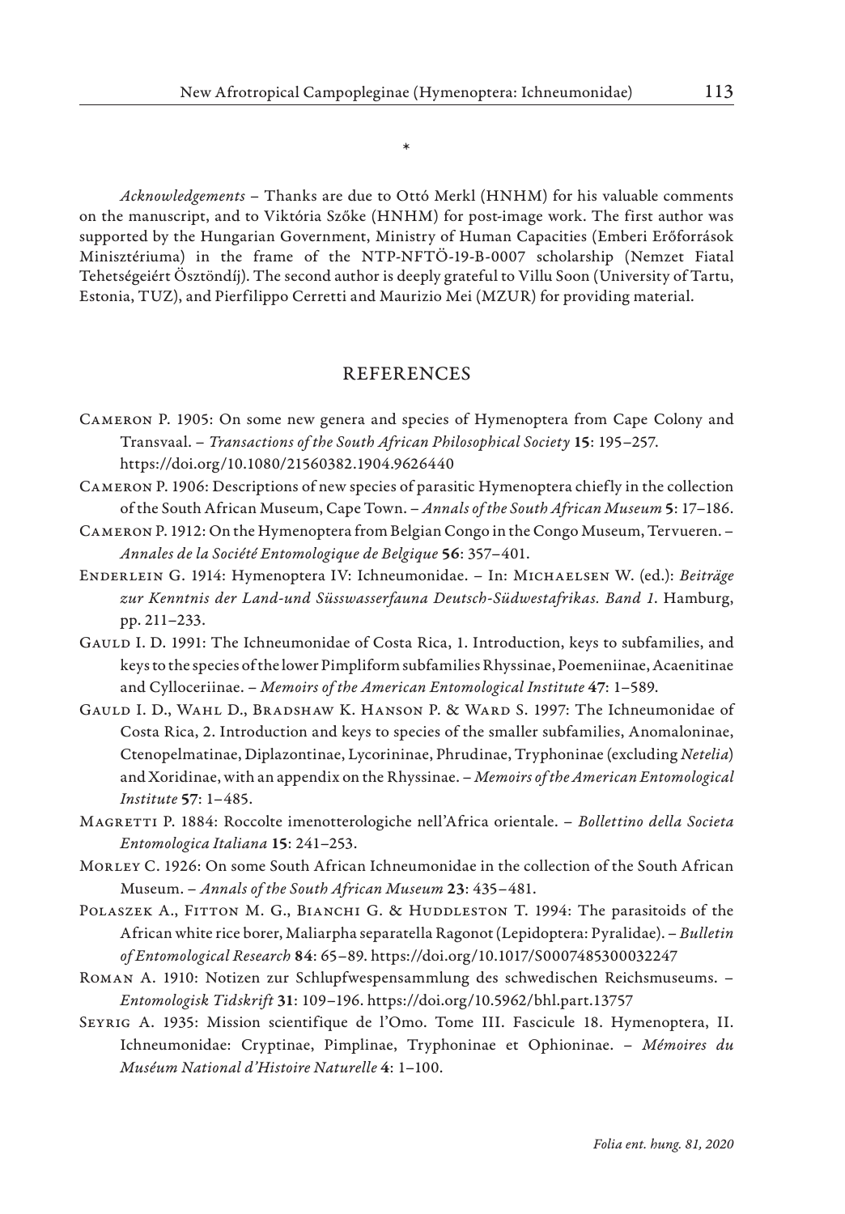*

*Acknowledgements* – Thanks are due to Ottó Merkl (HNHM) for his valuable comments on the manuscript, and to Viktória Szőke (HNHM) for post-image work. The first author was supported by the Hungarian Government, Ministry of Human Capacities (Emberi Erőforrások Minisztériuma) in the frame of the NTP-NFTÖ-19-B-0007 scholarship (Nemzet Fiatal Tehetségeiért Ösztöndíj). The second author is deeply grateful to Villu Soon (University of Tartu, Estonia, TUZ), and Pierfilippo Cerretti and Maurizio Mei (MZUR) for providing material.

## REFERENCES

Cameron P. 1905: On some new genera and species of Hymenoptera from Cape Colony and Transvaal. – *Transactions of the South African Philosophical Society* **15**: 195–257. https://doi.org/10.1080/21560382.1904.9626440

Cameron P. 1906: Descriptions of new species of parasitic Hymenoptera chiefly in the collection of the South African Museum, Cape Town. – *Annals of the South African Museum* **5**: 17–186.

Cameron P. 1912: On the Hymenoptera from Belgian Congo in the Congo Museum, Tervueren. – *Annales de la Société Entomologique de Belgique* **56**: 357–401.

Enderlein G. 1914: Hymenoptera IV: Ichneumonidae. – In: Michaelsen W. (ed.): *Beiträge zur Kenntnis der Land-und Süsswasserfauna Deutsch-Südwestafrikas. Band 1*. Hamburg, pp. 211–233.

Gauld I. D. 1991: The Ichneumonidae of Costa Rica, 1. Introduction, keys to subfamilies, and keys to the species of the lower Pimpliform subfamilies Rhyssinae, Poemeniinae, Acaenitinae and Cylloceriinae. – *Memoirs of the American Entomological Institute* **47**: 1–589.

Gauld I. D., Wahl D., Bradshaw K. Hanson P. & Ward S. 1997: The Ichneumonidae of Costa Rica, 2. Introduction and keys to species of the smaller subfamilies, Anomaloninae, Ctenopelmatinae, Diplazontinae, Lycorininae, Phrudinae, Tryphoninae (excluding *Netelia*) and Xoridinae, with an appendix on the Rhyssinae. – *Memoirs of the American Entomological Institute* **57**: 1–485.

Magretti P. 1884: Roccolte imenotterologiche nell'Africa orientale. – *Bollettino della Societa Entomologica Italiana* **15**: 241–253.

Morley C. 1926: On some South African Ichneumonidae in the collection of the South African Museum. – *Annals of the South African Museum* **23**: 435–481.

Polaszek A., Fitton M. G., Bianchi G. & Huddleston T. 1994: The parasitoids of the African white rice borer, Maliarpha separatella Ragonot (Lepidoptera: Pyralidae). – *Bulletin of Entomological Research* **84**: 65–89. https://doi.org/10.1017/S0007485300032247

Roman A. 1910: Notizen zur Schlupfwespensammlung des schwedischen Reichsmuseums. – *Entomologisk Tidskrift* **31**: 109–196. https://doi.org/10.5962/bhl.part.13757

Seyrig A. 1935: Mission scientifique de l'Omo. Tome III. Fascicule 18. Hymenoptera, II. Ichneumonidae: Cryptinae, Pimplinae, Tryphoninae et Ophioninae. – *Mémoires du Muséum National d'Histoire Naturelle* **4**: 1–100.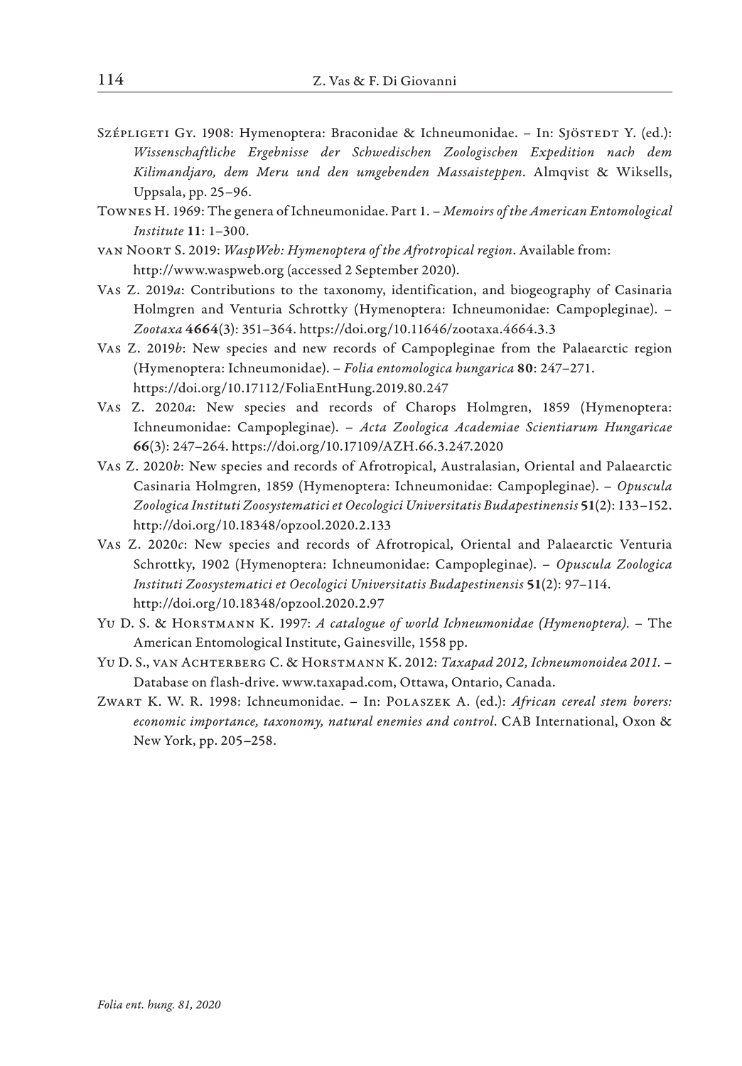Szépligeti Gy. 1908: Hymenoptera: Braconidae & Ichneumonidae. – In: Sjöstedt Y. (ed.): *Wissenschaftliche Ergebnisse der Schwedischen Zoologischen Expedition nach dem Kilimandjaro, dem Meru und den umgebenden Massaisteppen*. Almqvist & Wiksells, Uppsala, pp. 25–96.

Townes H. 1969: The genera of Ichneumonidae. Part 1. – *Memoirs of the American Entomological Institute* **11**: 1–300.

van Noort S. 2019: *WaspWeb: Hymenoptera of the Afrotropical region*. Available from: http://www.waspweb.org (accessed 2 September 2020).

Vas Z. 2019*a*: Contributions to the taxonomy, identification, and biogeography of Casinaria Holmgren and Venturia Schrottky (Hymenoptera: Ichneumonidae: Campopleginae). – *Zootaxa* **4664**(3): 351–364. https://doi.org/10.11646/zootaxa.4664.3.3

Vas Z. 2019*b*: New species and new records of Campopleginae from the Palaearctic region (Hymenoptera: Ichneumonidae). – *Folia entomologica hungarica* **80**: 247–271. https://doi.org/10.17112/FoliaEntHung.2019.80.247

Vas Z. 2020*a*: New species and records of Charops Holmgren, 1859 (Hymenoptera: Ichneumonidae: Campopleginae). – *Acta Zoologica Academiae Scientiarum Hungaricae* **66**(3): 247–264. https://doi.org/10.17109/AZH.66.3.247.2020

Vas Z. 2020*b*: New species and records of Afrotropical, Australasian, Oriental and Palaearctic Casinaria Holmgren, 1859 (Hymenoptera: Ichneumonidae: Campopleginae). – *Opuscula Zoologica Instituti Zoosystematici et Oecologici Universitatis Budapestinensis* **51**(2): 133–152. http://doi.org/10.18348/opzool.2020.2.133

Vas Z. 2020*c*: New species and records of Afrotropical, Oriental and Palaearctic Venturia Schrottky, 1902 (Hymenoptera: Ichneumonidae: Campopleginae). – *Opuscula Zoologica Instituti Zoosystematici et Oecologici Universitatis Budapestinensis* **51**(2): 97–114. http://doi.org/10.18348/opzool.2020.2.97

Yu D. S. & Horstmann K. 1997: *A catalogue of world Ichneumonidae (Hymenoptera).* – The American Entomological Institute, Gainesville, 1558 pp.

Yu D. S., van Achterberg C. & Horstmann K. 2012: *Taxapad 2012, Ichneumonoidea 2011.* – Database on flash-drive. www.taxapad.com, Ottawa, Ontario, Canada.

Zwart K. W. R. 1998: Ichneumonidae. – In: Polaszek A. (ed.): *African cereal stem borers: economic importance, taxonomy, natural enemies and control*. CAB International, Oxon & New York, pp. 205–258.